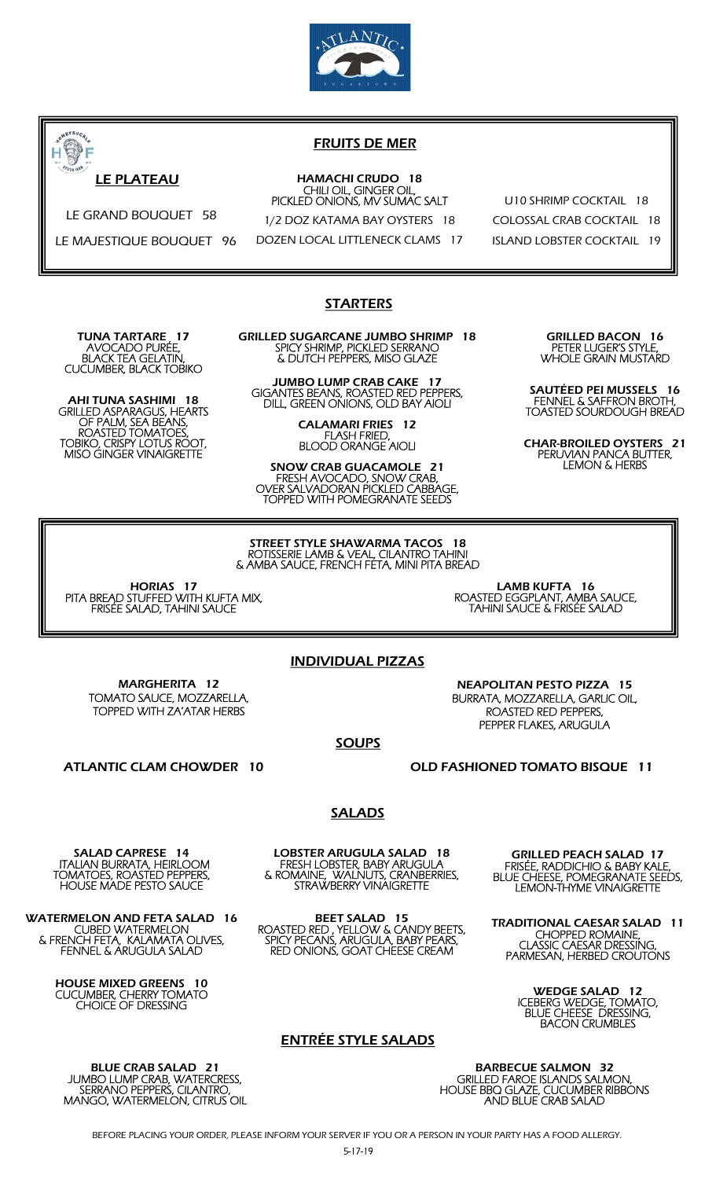## LE PLATEAU

LE GRAND BOUQUET 58

LE MAJESTIQUE BOUQUET 96

## FRUITS DE MER

**HAMACHI CRUDO 18**
CHILI OIL, GINGER OIL, PICKLED ONIONS, MV SUMAC SALT

1/2 DOZ KATAMA BAY OYSTERS 18

DOZEN LOCAL LITTLENECK CLAMS 17

U10 SHRIMP COCKTAIL 18

COLOSSAL CRAB COCKTAIL 18

ISLAND LOBSTER COCKTAIL 19

## STARTERS

**TUNA TARTARE 17**
AVOCADO PURÉE, BLACK TEA GELATIN, CUCUMBER, BLACK TOBIKO

**AHI TUNA SASHIMI 18**
GRILLED ASPARAGUS, HEARTS OF PALM, SEA BEANS, ROASTED TOMATOES, TOBIKO, CRISPY LOTUS ROOT, MISO GINGER VINAIGRETTE

**GRILLED SUGARCANE JUMBO SHRIMP 18**
SPICY SHRIMP, PICKLED SERRANO & DUTCH PEPPERS, MISO GLAZE

**JUMBO LUMP CRAB CAKE 17**
GIGANTES BEANS, ROASTED RED PEPPERS, DILL, GREEN ONIONS, OLD BAY AIOLI

**CALAMARI FRIES 12**
FLASH FRIED, BLOOD ORANGE AIOLI

**SNOW CRAB GUACAMOLE 21**
FRESH AVOCADO, SNOW CRAB, OVER SALVADORAN PICKLED CABBAGE, TOPPED WITH POMEGRANATE SEEDS

**GRILLED BACON 16**
PETER LUGER'S STYLE, WHOLE GRAIN MUSTARD

**SAUTÉED PEI MUSSELS 16**
FENNEL & SAFFRON BROTH, TOASTED SOURDOUGH BREAD

**CHAR-BROILED OYSTERS 21**
PERUVIAN PANCA BUTTER, LEMON & HERBS

---

**STREET STYLE SHAWARMA TACOS 18**
ROTISSERIE LAMB & VEAL, CILANTRO TAHINI & AMBA SAUCE, FRENCH FETA, MINI PITA BREAD

**HORIAS 17**
PITA BREAD STUFFED WITH KUFTA MIX, FRISÉE SALAD, TAHINI SAUCE

**LAMB KUFTA 16**
ROASTED EGGPLANT, AMBA SAUCE, TAHINI SAUCE & FRISÉE SALAD

## INDIVIDUAL PIZZAS

**MARGHERITA 12**
TOMATO SAUCE, MOZZARELLA, TOPPED WITH ZA'ATAR HERBS

**NEAPOLITAN PESTO PIZZA 15**
BURRATA, MOZZARELLA, GARLIC OIL, ROASTED RED PEPPERS, PEPPER FLAKES, ARUGULA

## SOUPS

**ATLANTIC CLAM CHOWDER 10**

**OLD FASHIONED TOMATO BISQUE 11**

## SALADS

**SALAD CAPRESE 14**
ITALIAN BURRATA, HEIRLOOM TOMATOES, ROASTED PEPPERS, HOUSE MADE PESTO SAUCE

**WATERMELON AND FETA SALAD 16**
CUBED WATERMELON & FRENCH FETA, KALAMATA OLIVES, FENNEL & ARUGULA SALAD

**HOUSE MIXED GREENS 10**
CUCUMBER, CHERRY TOMATO CHOICE OF DRESSING

**LOBSTER ARUGULA SALAD 18**
FRESH LOBSTER, BABY ARUGULA & ROMAINE, WALNUTS, CRANBERRIES, STRAWBERRY VINAIGRETTE

**BEET SALAD 15**
ROASTED RED , YELLOW & CANDY BEETS, SPICY PECANS, ARUGULA, BABY PEARS, RED ONIONS, GOAT CHEESE CREAM

**GRILLED PEACH SALAD 17**
FRISÉE, RADDICHIO & BABY KALE, BLUE CHEESE, POMEGRANATE SEEDS, LEMON-THYME VINAIGRETTE

**TRADITIONAL CAESAR SALAD 11**
CHOPPED ROMAINE, CLASSIC CAESAR DRESSING, PARMESAN, HERBED CROUTONS

**WEDGE SALAD 12**
ICEBERG WEDGE, TOMATO, BLUE CHEESE DRESSING, BACON CRUMBLES

## ENTRÉE STYLE SALADS

**BLUE CRAB SALAD 21**
JUMBO LUMP CRAB, WATERCRESS, SERRANO PEPPERS, CILANTRO, MANGO, WATERMELON, CITRUS OIL

**BARBECUE SALMON 32**
GRILLED FAROE ISLANDS SALMON, HOUSE BBQ GLAZE, CUCUMBER RIBBONS AND BLUE CRAB SALAD

BEFORE PLACING YOUR ORDER, PLEASE INFORM YOUR SERVER IF YOU OR A PERSON IN YOUR PARTY HAS A FOOD ALLERGY.

5-17-19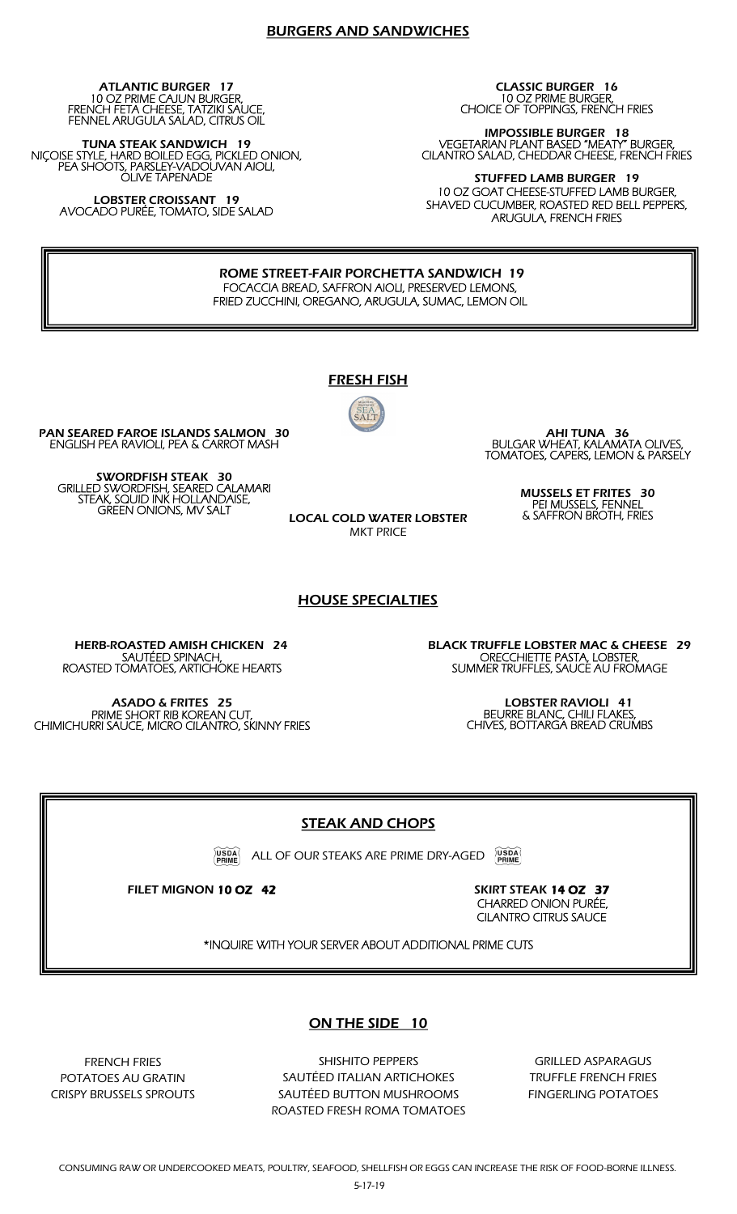## BURGERS AND SANDWICHES

**ATLANTIC BURGER 17**
10 OZ PRIME CAJUN BURGER, FRENCH FETA CHEESE, TATZIKI SAUCE, FENNEL ARUGULA SALAD, CITRUS OIL

**TUNA STEAK SANDWICH 19**
NIÇOISE STYLE, HARD BOILED EGG, PICKLED ONION, PEA SHOOTS, PARSLEY-VADOUVAN AIOLI, OLIVE TAPENADE

**LOBSTER CROISSANT 19**
AVOCADO PURÉE, TOMATO, SIDE SALAD

**CLASSIC BURGER 16**
10 OZ PRIME BURGER, CHOICE OF TOPPINGS, FRENCH FRIES

**IMPOSSIBLE BURGER 18**
VEGETARIAN PLANT BASED "MEATY" BURGER, CILANTRO SALAD, CHEDDAR CHEESE, FRENCH FRIES

**STUFFED LAMB BURGER 19**
10 OZ GOAT CHEESE-STUFFED LAMB BURGER, SHAVED CUCUMBER, ROASTED RED BELL PEPPERS, ARUGULA, FRENCH FRIES

**ROME STREET-FAIR PORCHETTA SANDWICH 19**
FOCACCIA BREAD, SAFFRON AIOLI, PRESERVED LEMONS, FRIED ZUCCHINI, OREGANO, ARUGULA, SUMAC, LEMON OIL

## FRESH FISH

**PAN SEARED FAROE ISLANDS SALMON 30**
ENGLISH PEA RAVIOLI, PEA & CARROT MASH

**SWORDFISH STEAK 30**
GRILLED SWORDFISH, SEARED CALAMARI STEAK, SQUID INK HOLLANDAISE, GREEN ONIONS, MV SALT

**LOCAL COLD WATER LOBSTER**
MKT PRICE

**AHI TUNA 36**
BULGAR WHEAT, KALAMATA OLIVES, TOMATOES, CAPERS, LEMON & PARSELY

**MUSSELS ET FRITES 30**
PEI MUSSELS, FENNEL & SAFFRON BROTH, FRIES

## HOUSE SPECIALTIES

**HERB-ROASTED AMISH CHICKEN 24**
SAUTÉED SPINACH, ROASTED TOMATOES, ARTICHOKE HEARTS

**ASADO & FRITES 25**
PRIME SHORT RIB KOREAN CUT, CHIMICHURRI SAUCE, MICRO CILANTRO, SKINNY FRIES

**BLACK TRUFFLE LOBSTER MAC & CHEESE 29**
ORECCHIETTE PASTA, LOBSTER, SUMMER TRUFFLES, SAUCE AU FROMAGE

**LOBSTER RAVIOLI 41**
BEURRE BLANC, CHILI FLAKES, CHIVES, BOTTARGA BREAD CRUMBS

## STEAK AND CHOPS

USDA PRIME ALL OF OUR STEAKS ARE PRIME DRY-AGED USDA PRIME

**FILET MIGNON 10 OZ 42**

**SKIRT STEAK 14 OZ 37**
CHARRED ONION PURÉE, CILANTRO CITRUS SAUCE

*INQUIRE WITH YOUR SERVER ABOUT ADDITIONAL PRIME CUTS

## ON THE SIDE 10

FRENCH FRIES
POTATOES AU GRATIN
CRISPY BRUSSELS SPROUTS
SHISHITO PEPPERS
SAUTÉED ITALIAN ARTICHOKES
SAUTÉED BUTTON MUSHROOMS
ROASTED FRESH ROMA TOMATOES
GRILLED ASPARAGUS
TRUFFLE FRENCH FRIES
FINGERLING POTATOES

CONSUMING RAW OR UNDERCOOKED MEATS, POULTRY, SEAFOOD, SHELLFISH OR EGGS CAN INCREASE THE RISK OF FOOD-BORNE ILLNESS.

5-17-19